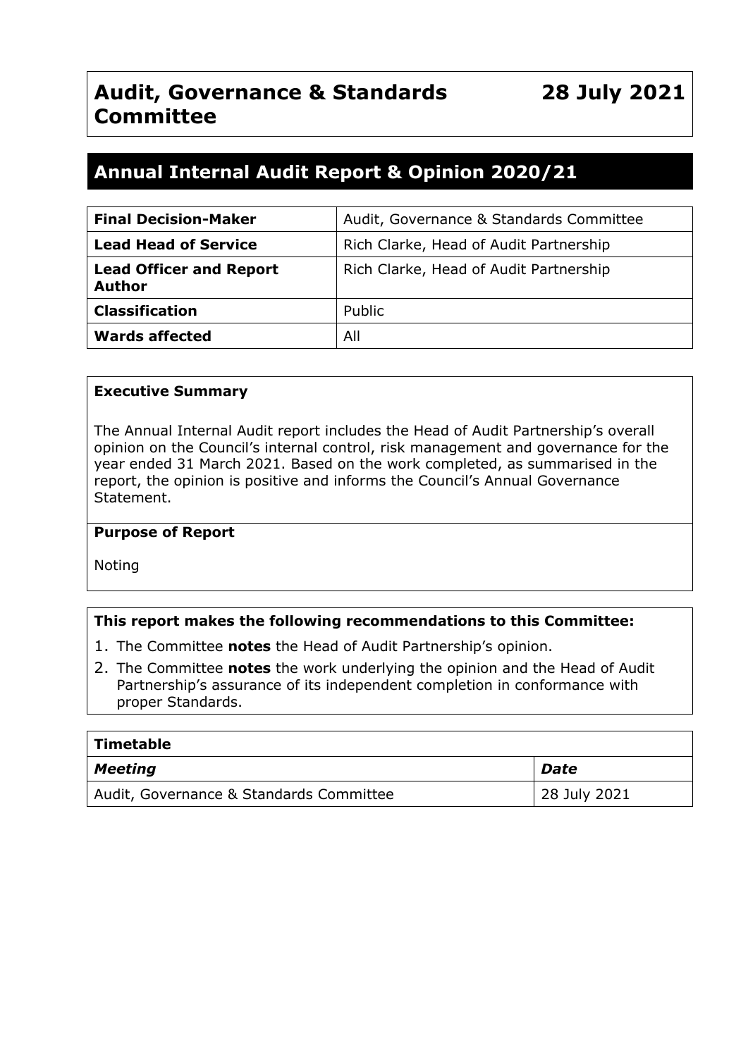# Audit, Governance & Standards Committee — 28 July 2021

## Annual Internal Audit Report & Opinion 2020/21

| **Final Decision-Maker** | Audit, Governance & Standards Committee |
| --- | --- |
| **Lead Head of Service** | Rich Clarke, Head of Audit Partnership |
| **Lead Officer and Report Author** | Rich Clarke, Head of Audit Partnership |
| **Classification** | Public |
| **Wards affected** | All |

**Executive Summary**

The Annual Internal Audit report includes the Head of Audit Partnership's overall opinion on the Council's internal control, risk management and governance for the year ended 31 March 2021. Based on the work completed, as summarised in the report, the opinion is positive and informs the Council's Annual Governance Statement.

**Purpose of Report**

Noting

**This report makes the following recommendations to this Committee:**

1. The Committee **notes** the Head of Audit Partnership's opinion.
2. The Committee **notes** the work underlying the opinion and the Head of Audit Partnership's assurance of its independent completion in conformance with proper Standards.

| **Timetable** | |
| --- | --- |
| ***Meeting*** | ***Date*** |
| Audit, Governance & Standards Committee | 28 July 2021 |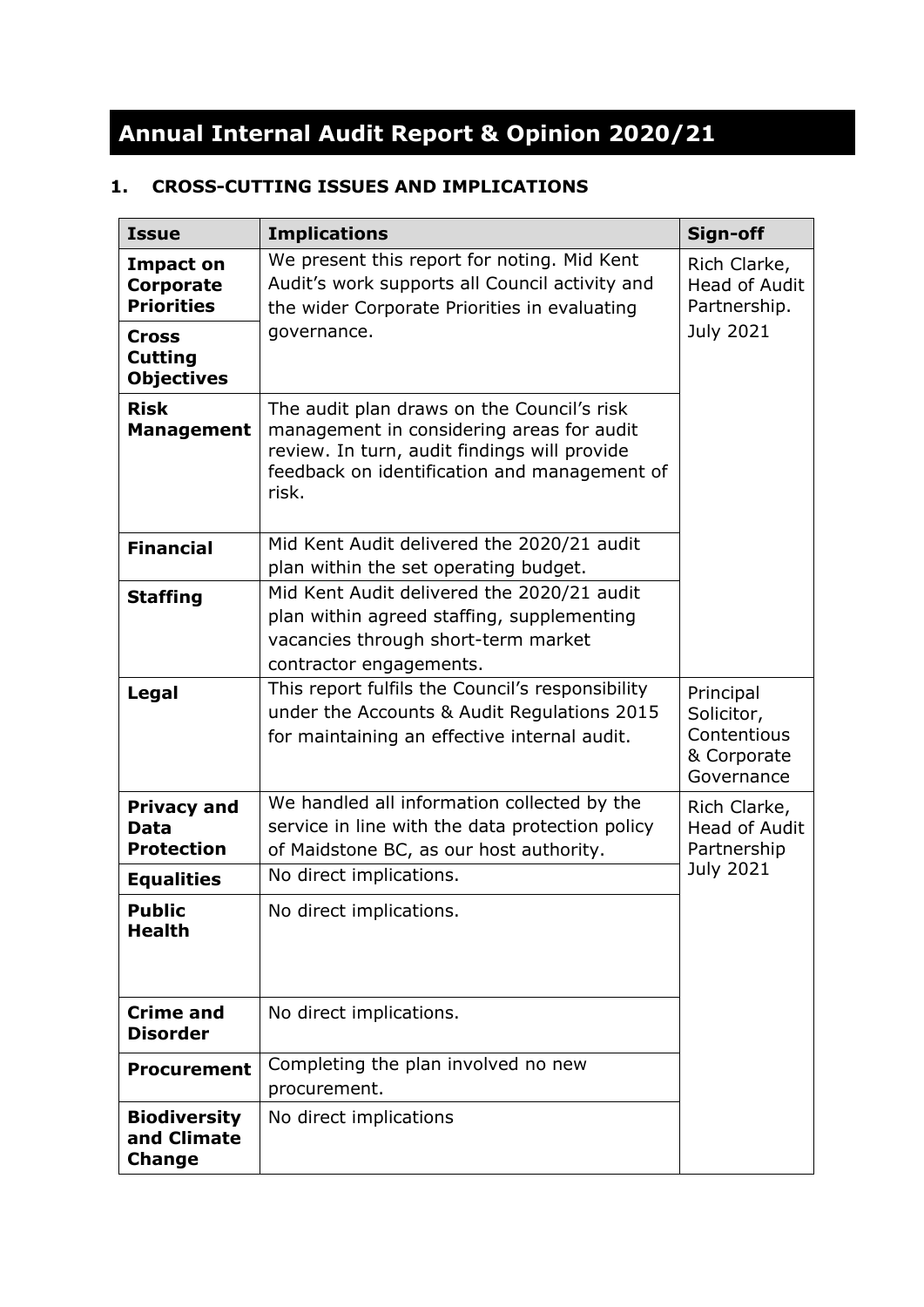# Annual Internal Audit Report & Opinion 2020/21

## 1. CROSS-CUTTING ISSUES AND IMPLICATIONS

| Issue | Implications | Sign-off |
|---|---|---|
| **Impact on Corporate Priorities** | We present this report for noting. Mid Kent Audit's work supports all Council activity and the wider Corporate Priorities in evaluating governance. | Rich Clarke, Head of Audit Partnership. July 2021 |
| **Cross Cutting Objectives** | | |
| **Risk Management** | The audit plan draws on the Council's risk management in considering areas for audit review. In turn, audit findings will provide feedback on identification and management of risk. | |
| **Financial** | Mid Kent Audit delivered the 2020/21 audit plan within the set operating budget. | |
| **Staffing** | Mid Kent Audit delivered the 2020/21 audit plan within agreed staffing, supplementing vacancies through short-term market contractor engagements. | |
| **Legal** | This report fulfils the Council's responsibility under the Accounts & Audit Regulations 2015 for maintaining an effective internal audit. | Principal Solicitor, Contentious & Corporate Governance |
| **Privacy and Data Protection** | We handled all information collected by the service in line with the data protection policy of Maidstone BC, as our host authority. | Rich Clarke, Head of Audit Partnership July 2021 |
| **Equalities** | No direct implications. | |
| **Public Health** | No direct implications. | |
| **Crime and Disorder** | No direct implications. | |
| **Procurement** | Completing the plan involved no new procurement. | |
| **Biodiversity and Climate Change** | No direct implications | |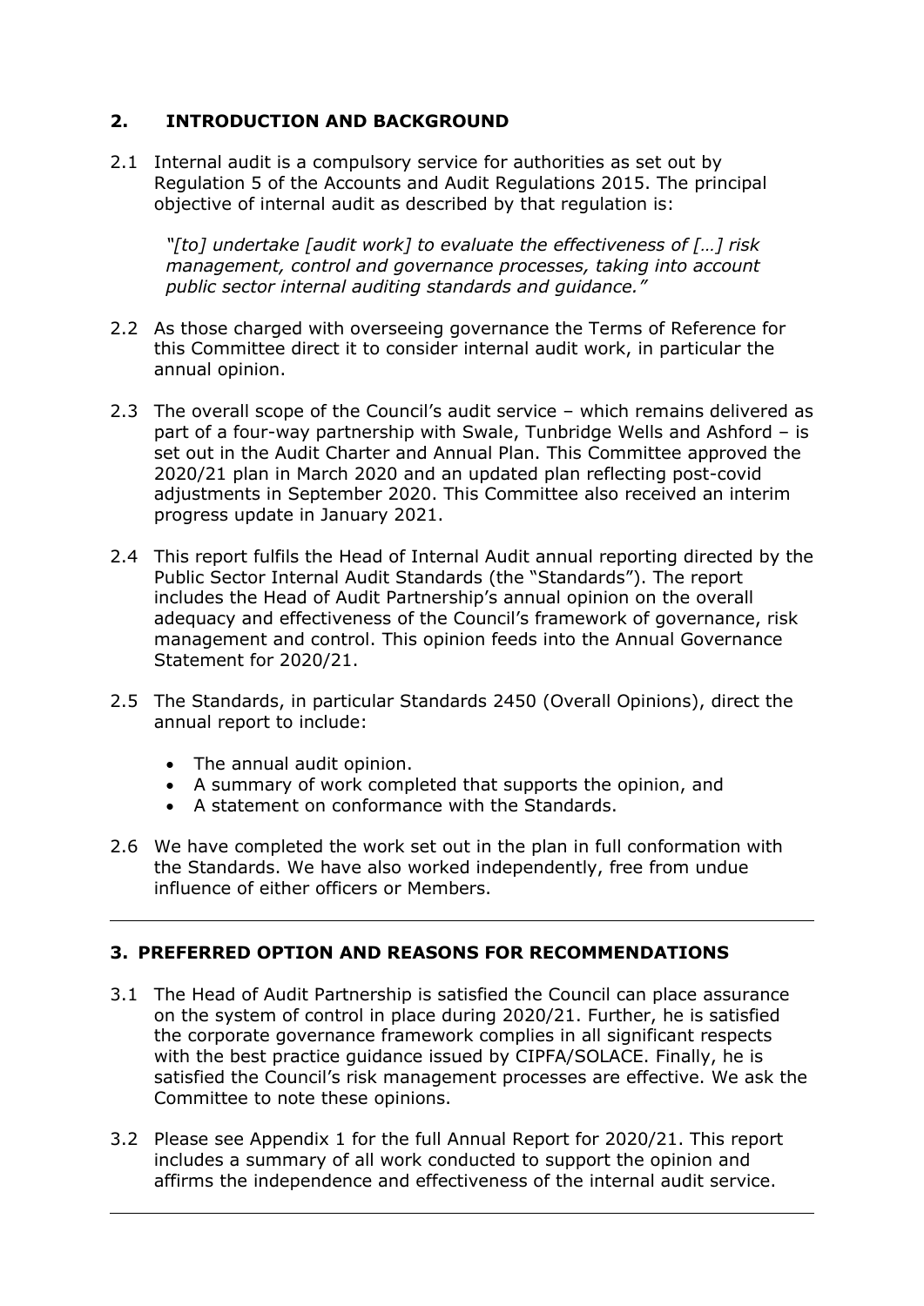## 2. INTRODUCTION AND BACKGROUND

2.1 Internal audit is a compulsory service for authorities as set out by Regulation 5 of the Accounts and Audit Regulations 2015. The principal objective of internal audit as described by that regulation is:

> *"[to] undertake [audit work] to evaluate the effectiveness of […] risk management, control and governance processes, taking into account public sector internal auditing standards and guidance."*

2.2 As those charged with overseeing governance the Terms of Reference for this Committee direct it to consider internal audit work, in particular the annual opinion.

2.3 The overall scope of the Council's audit service – which remains delivered as part of a four-way partnership with Swale, Tunbridge Wells and Ashford – is set out in the Audit Charter and Annual Plan. This Committee approved the 2020/21 plan in March 2020 and an updated plan reflecting post-covid adjustments in September 2020. This Committee also received an interim progress update in January 2021.

2.4 This report fulfils the Head of Internal Audit annual reporting directed by the Public Sector Internal Audit Standards (the "Standards"). The report includes the Head of Audit Partnership's annual opinion on the overall adequacy and effectiveness of the Council's framework of governance, risk management and control. This opinion feeds into the Annual Governance Statement for 2020/21.

2.5 The Standards, in particular Standards 2450 (Overall Opinions), direct the annual report to include:

- The annual audit opinion.
- A summary of work completed that supports the opinion, and
- A statement on conformance with the Standards.

2.6 We have completed the work set out in the plan in full conformation with the Standards. We have also worked independently, free from undue influence of either officers or Members.

---

## 3. PREFERRED OPTION AND REASONS FOR RECOMMENDATIONS

3.1 The Head of Audit Partnership is satisfied the Council can place assurance on the system of control in place during 2020/21. Further, he is satisfied the corporate governance framework complies in all significant respects with the best practice guidance issued by CIPFA/SOLACE. Finally, he is satisfied the Council's risk management processes are effective. We ask the Committee to note these opinions.

3.2 Please see Appendix 1 for the full Annual Report for 2020/21. This report includes a summary of all work conducted to support the opinion and affirms the independence and effectiveness of the internal audit service.

---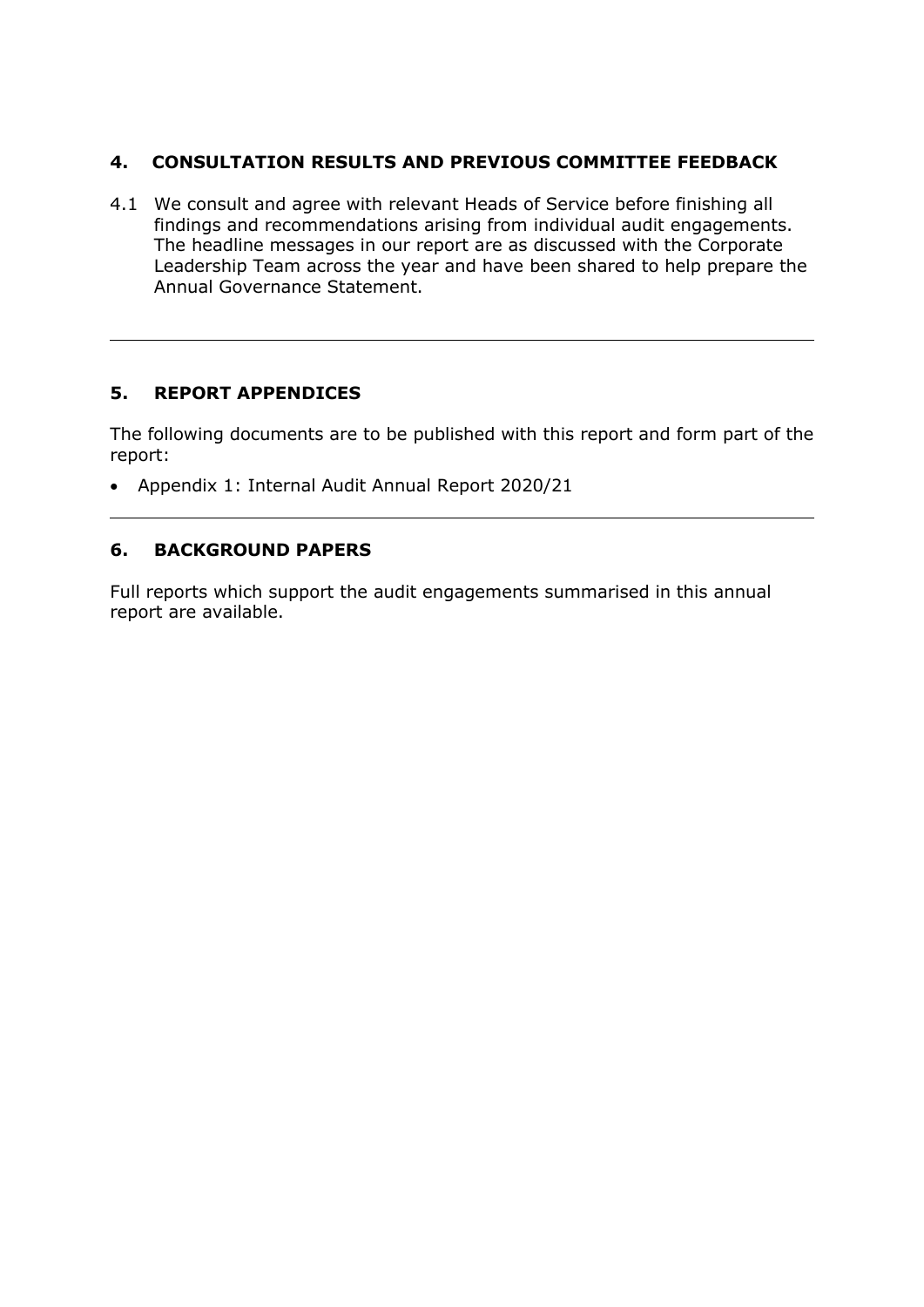## 4. CONSULTATION RESULTS AND PREVIOUS COMMITTEE FEEDBACK

4.1 We consult and agree with relevant Heads of Service before finishing all findings and recommendations arising from individual audit engagements. The headline messages in our report are as discussed with the Corporate Leadership Team across the year and have been shared to help prepare the Annual Governance Statement.

---

## 5. REPORT APPENDICES

The following documents are to be published with this report and form part of the report:

- Appendix 1: Internal Audit Annual Report 2020/21

---

## 6. BACKGROUND PAPERS

Full reports which support the audit engagements summarised in this annual report are available.